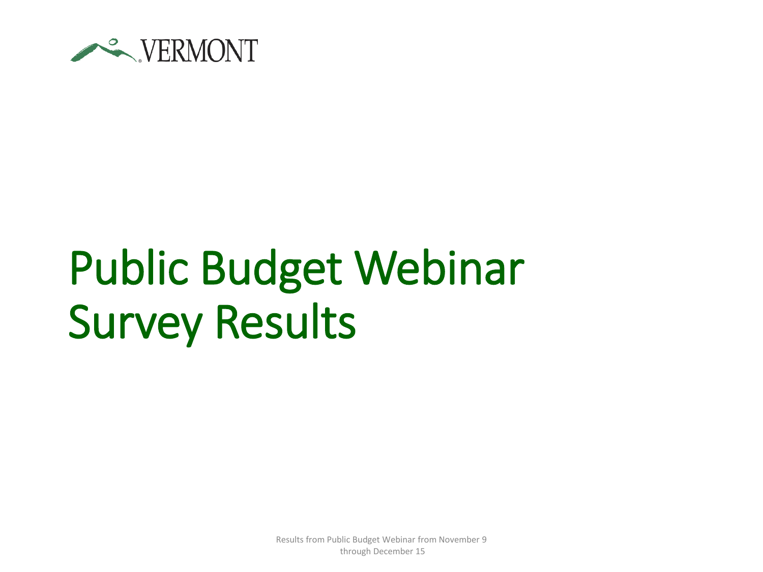VERMONT

# Public Budget Webinar Survey Results

Results from Public Budget Webinar from November 9 through December 15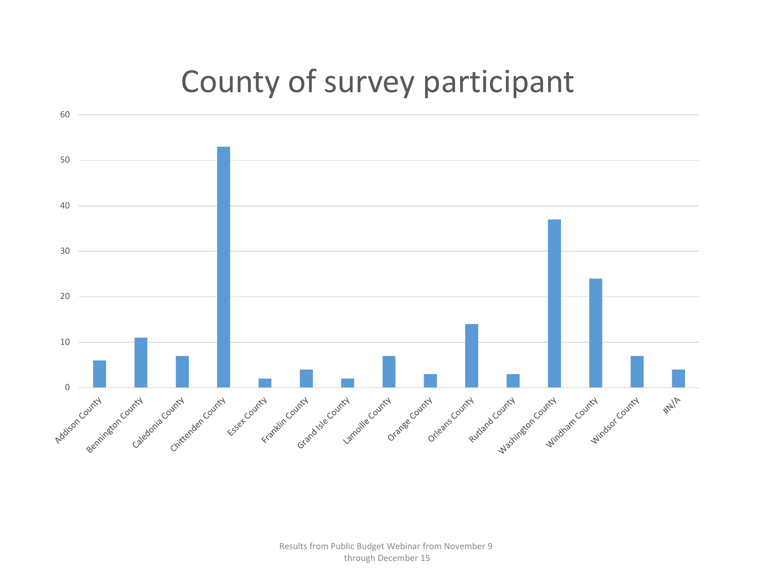# County of survey participant

| County | Participants |
| --- | --- |
| Addison County | 6 |
| Bennington County | 11 |
| Caledonia County | 7 |
| Chittenden County | 53 |
| Essex County | 2 |
| Franklin County | 4 |
| Grand Isle County | 2 |
| Lamoille County | 7 |
| Orange County | 3 |
| Orleans County | 14 |
| Rutland County | 3 |
| Washington County | 37 |
| Windham County | 24 |
| Windsor County | 7 |
| #N/A | 4 |

Results from Public Budget Webinar from November 9 through December 15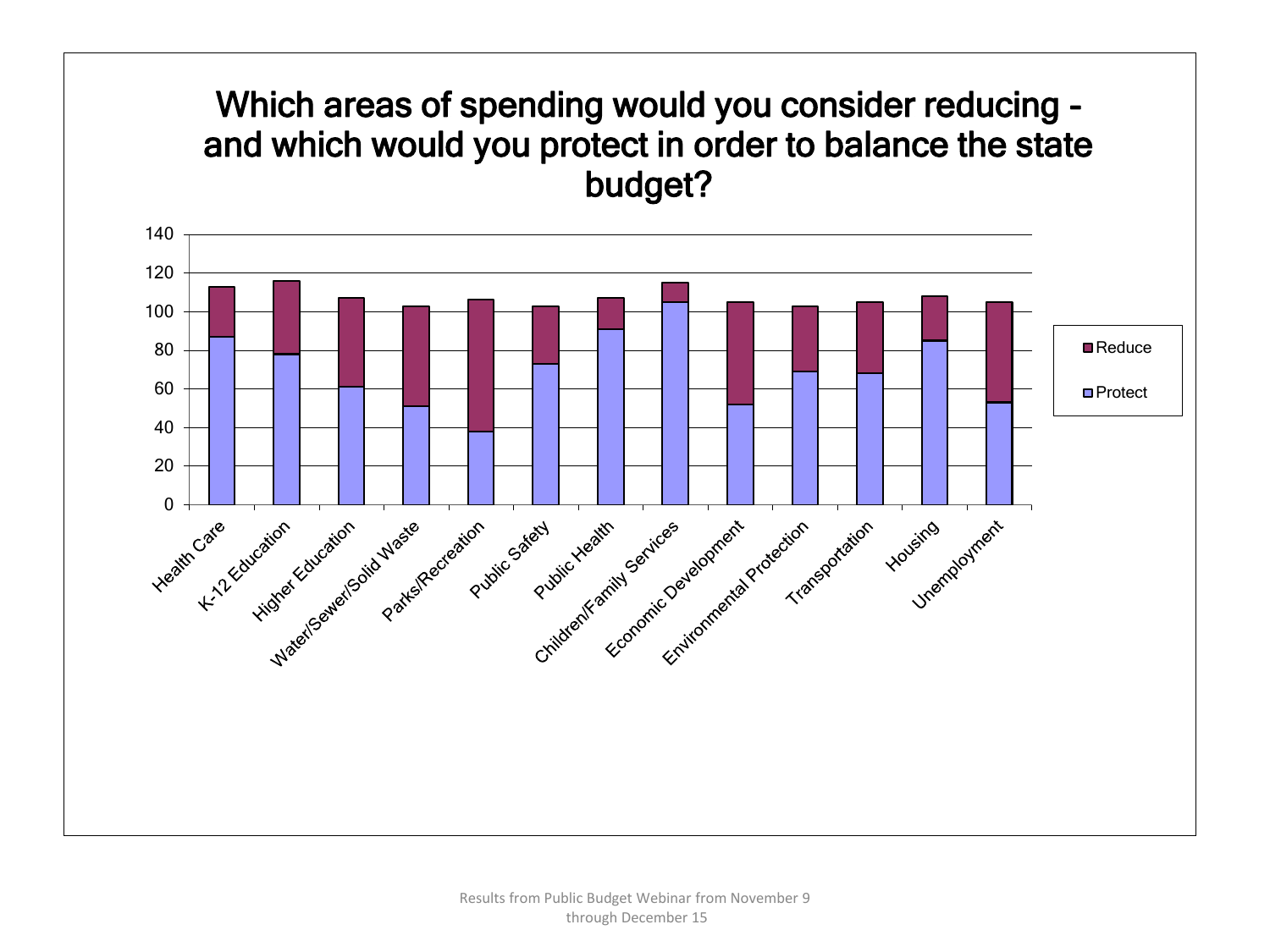# Which areas of spending would you consider reducing - and which would you protect in order to balance the state budget?

| Category | Protect | Reduce | Total |
|---|---|---|---|
| Health Care | 87 | 26 | 113 |
| K-12 Education | 78 | 38 | 116 |
| Higher Education | 61 | 46 | 107 |
| Water/Sewer/Solid Waste | 51 | 52 | 103 |
| Parks/Recreation | 38 | 68 | 106 |
| Public Safety | 73 | 30 | 103 |
| Public Health | 91 | 16 | 107 |
| Children/Family Services | 105 | 10 | 115 |
| Economic Development | 52 | 53 | 105 |
| Environmental Protection | 69 | 34 | 103 |
| Transportation | 68 | 37 | 105 |
| Housing | 85 | 23 | 108 |
| Unemployment | 53 | 52 | 105 |

Results from Public Budget Webinar from November 9 through December 15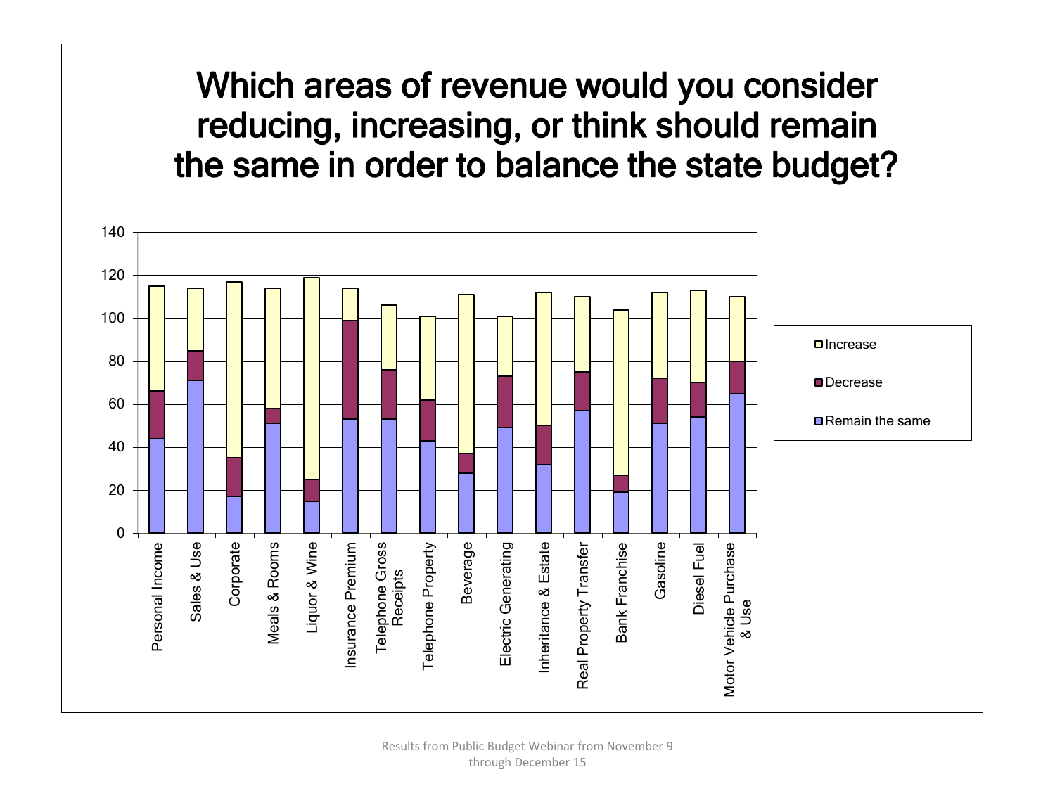# Which areas of revenue would you consider reducing, increasing, or think should remain the same in order to balance the state budget?

140
120
100
80
60
40
20
0

- Personal Income
- Sales & Use
- Corporate
- Meals & Rooms
- Liquor & Wine
- Insurance Premium
- Telephone Gross Receipts
- Telephone Property
- Beverage
- Electric Generating
- Inheritance & Estate
- Real Property Transfer
- Bank Franchise
- Gasoline
- Diesel Fuel
- Motor Vehicle Purchase & Use

Legend:
- Increase
- Decrease
- Remain the same

Results from Public Budget Webinar from November 9 through December 15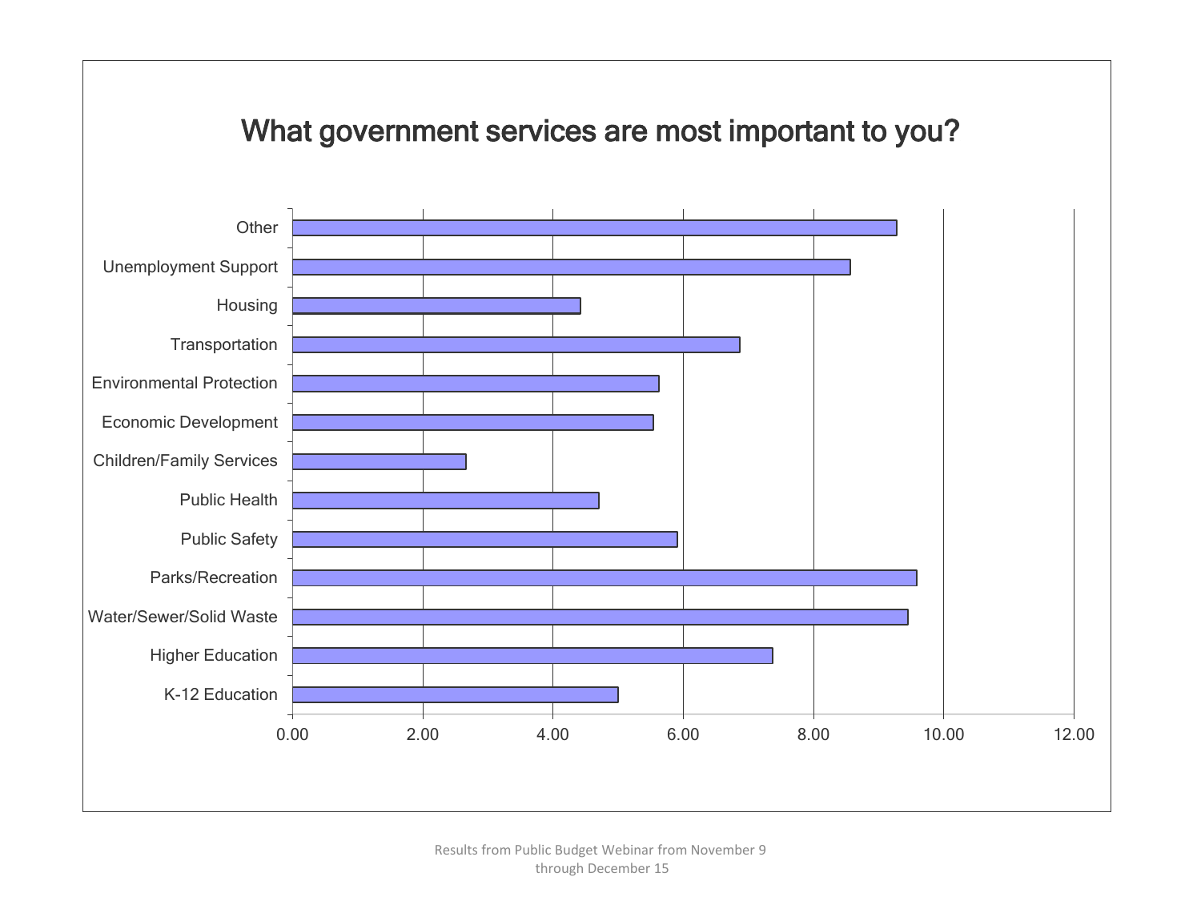# What government services are most important to you?

| Service | Value (approx.) |
|---|---|
| Other | 9.28 |
| Unemployment Support | 8.57 |
| Housing | 4.43 |
| Transportation | 6.87 |
| Environmental Protection | 5.63 |
| Economic Development | 5.55 |
| Children/Family Services | 2.67 |
| Public Health | 4.71 |
| Public Safety | 5.92 |
| Parks/Recreation | 9.59 |
| Water/Sewer/Solid Waste | 9.45 |
| Higher Education | 7.38 |
| K-12 Education | 5.00 |

Axis: 0.00, 2.00, 4.00, 6.00, 8.00, 10.00, 12.00

Results from Public Budget Webinar from November 9 through December 15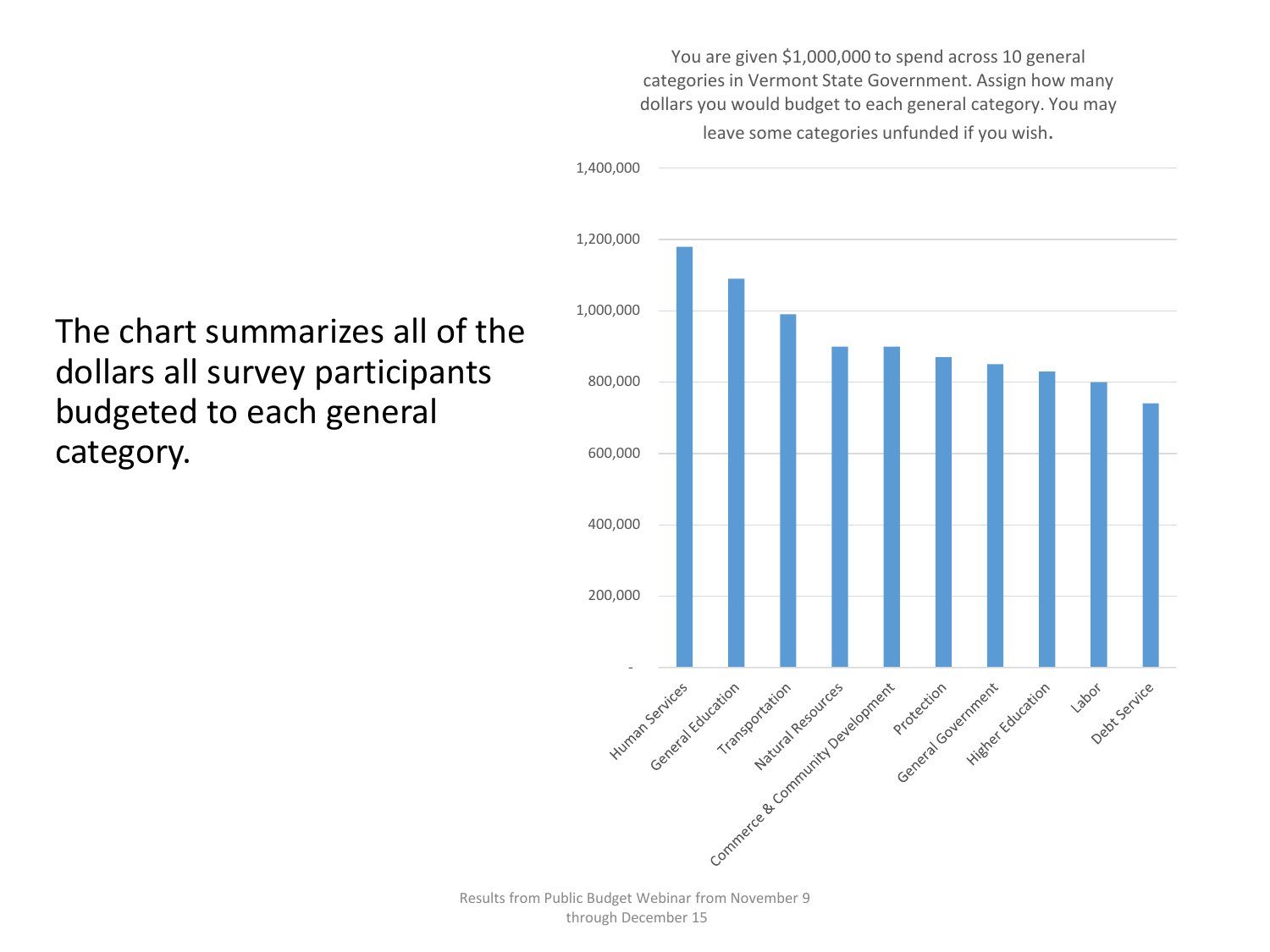The chart summarizes all of the dollars all survey participants budgeted to each general category.

You are given $1,000,000 to spend across 10 general categories in Vermont State Government. Assign how many dollars you would budget to each general category. You may leave some categories unfunded if you wish.

1,400,000
1,200,000
1,000,000
800,000
600,000
400,000
200,000
-

Human Services
General Education
Transportation
Natural Resources
Commerce & Community Development
Protection
General Government
Higher Education
Labor
Debt Service

Results from Public Budget Webinar from November 9 through December 15